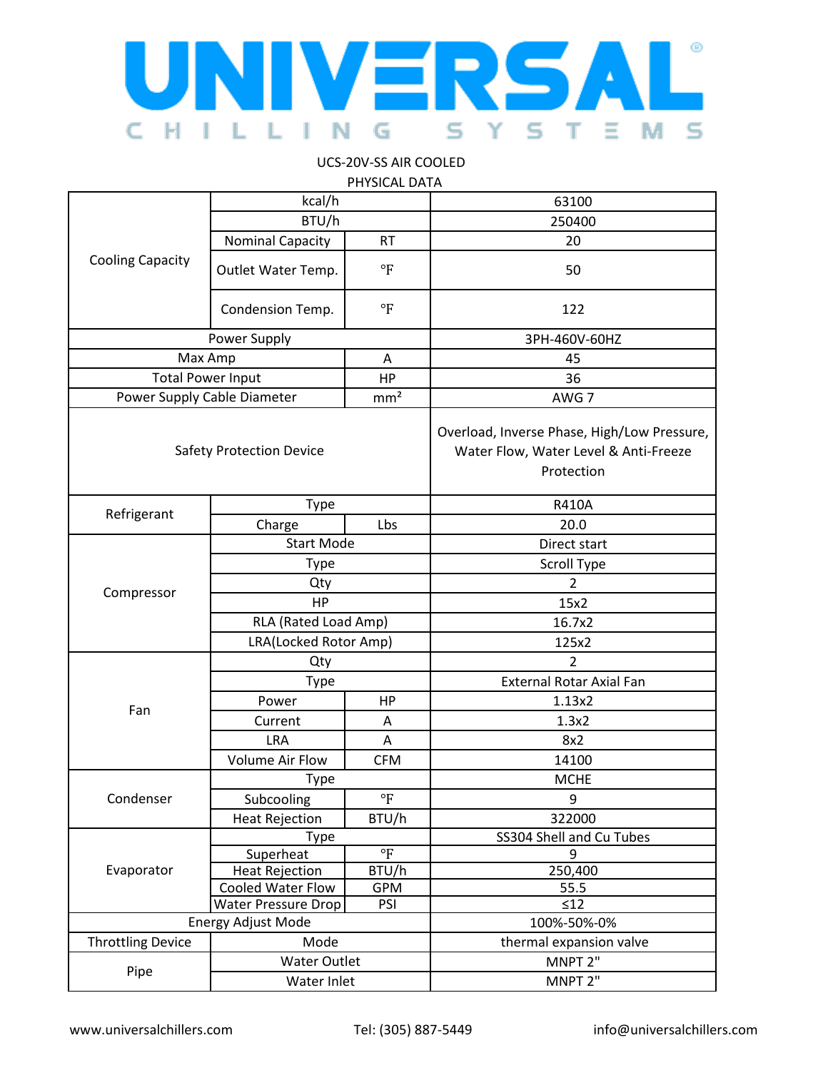# UNIVERSAL

CHILLING SYSTEMS

UCS-20V-SS AIR COOLED

PHYSICAL DATA

| | | | |
|---|---|---|---|
| Cooling Capacity | kcal/h | | 63100 |
| | BTU/h | | 250400 |
| | Nominal Capacity | RT | 20 |
| | Outlet Water Temp. | °F | 50 |
| | Condension Temp. | °F | 122 |
| Power Supply | | | 3PH-460V-60HZ |
| Max Amp | | A | 45 |
| Total Power Input | | HP | 36 |
| Power Supply Cable Diameter | | $mm^2$ | AWG 7 |
| Safety Protection Device | | | Overload, Inverse Phase, High/Low Pressure, Water Flow, Water Level & Anti-Freeze Protection |
| Refrigerant | Type | | R410A |
| | Charge | Lbs | 20.0 |
| Compressor | Start Mode | | Direct start |
| | Type | | Scroll Type |
| | Qty | | 2 |
| | HP | | 15x2 |
| | RLA (Rated Load Amp) | | 16.7x2 |
| | LRA(Locked Rotor Amp) | | 125x2 |
| Fan | Qty | | 2 |
| | Type | | External Rotar Axial Fan |
| | Power | HP | 1.13x2 |
| | Current | A | 1.3x2 |
| | LRA | A | 8x2 |
| | Volume Air Flow | CFM | 14100 |
| Condenser | Type | | MCHE |
| | Subcooling | °F | 9 |
| | Heat Rejection | BTU/h | 322000 |
| Evaporator | Type | | SS304 Shell and Cu Tubes |
| | Superheat | °F | 9 |
| | Heat Rejection | BTU/h | 250,400 |
| | Cooled Water Flow | GPM | 55.5 |
| | Water Pressure Drop | PSI | ≤12 |
| Energy Adjust Mode | | | 100%-50%-0% |
| Throttling Device | Mode | | thermal expansion valve |
| Pipe | Water Outlet | | MNPT 2" |
| | Water Inlet | | MNPT 2" |

www.universalchillers.com Tel: (305) 887-5449 info@universalchillers.com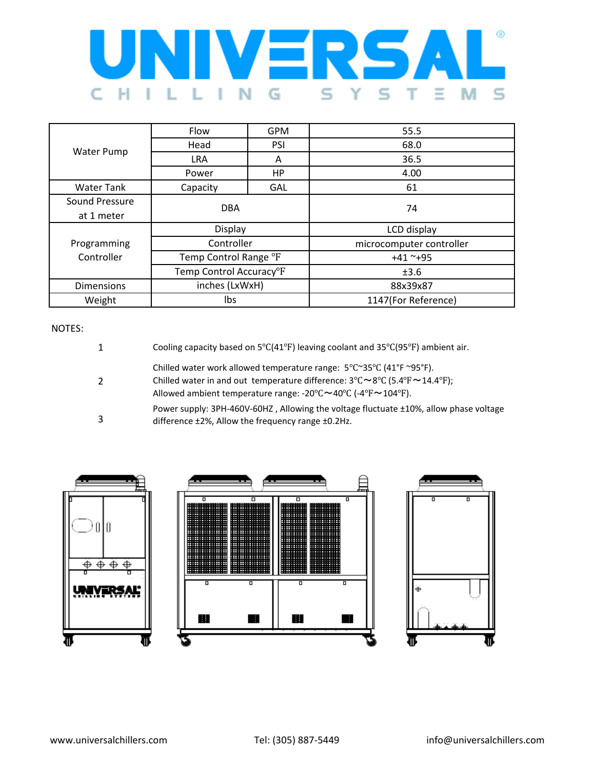# UNIVERSAL

CHILLING SYSTEMS

| | | | |
|---|---|---|---|
| Water Pump | Flow | GPM | 55.5 |
| | Head | PSI | 68.0 |
| | LRA | A | 36.5 |
| | Power | HP | 4.00 |
| Water Tank | Capacity | GAL | 61 |
| Sound Pressure at 1 meter | DBA | | 74 |
| Programming Controller | Display | | LCD display |
| | Controller | | microcomputer controller |
| | Temp Control Range °F | | +41 ~+95 |
| | Temp Control Accuracy°F | | ±3.6 |
| Dimensions | inches (LxWxH) | | 88x39x87 |
| Weight | lbs | | 1147(For Reference) |

NOTES:

1. Cooling capacity based on 5℃(41℉) leaving coolant and 35℃(95℉) ambient air.
2. Chilled water work allowed temperature range: 5℃~35℃ (41℉ ~95℉).
   Chilled water in and out temperature difference: 3℃～8℃ (5.4℉～14.4℉);
   Allowed ambient temperature range: -20℃～40℃ (-4℉～104℉).
3. Power supply: 3PH-460V-60HZ , Allowing the voltage fluctuate ±10%, allow phase voltage difference ±2%, Allow the frequency range ±0.2Hz.

www.universalchillers.com    Tel: (305) 887-5449    info@universalchillers.com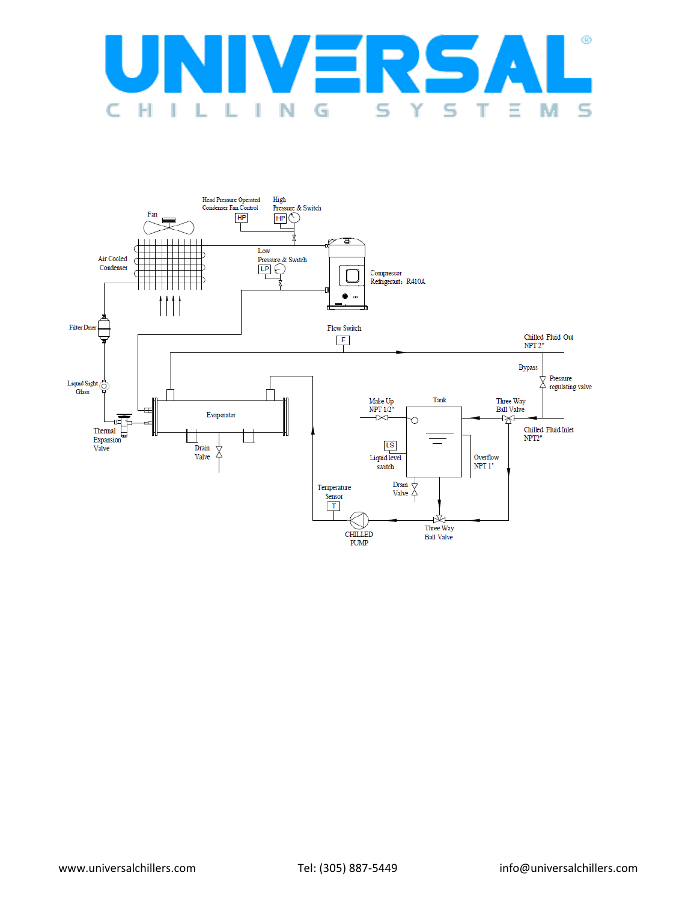Head Pressure Operated Condenser Fan Control

HP

High Pressure & Switch

HP

Fan

Air Cooled Condenser

Low Pressure & Switch

LP

Compressor

Refrigerant：R410A

Filter Drier

Liquid Sight Glass

Thermal Expansion Valve

Flow Switch

F

Chilled Fluid Out NPT 2"

Bypass

Pressure regulating valve

Evaporator

Drain Valve

Make Up NPT 1/2"

Tank

Three Way Ball Valve

Chilled Fluid Inlet NPT2"

LS

Liquid level switch

Overflow NPT 1"

Drain Valve

Temperature Sensor

T

CHILLED PUMP

Three Way Ball Valve